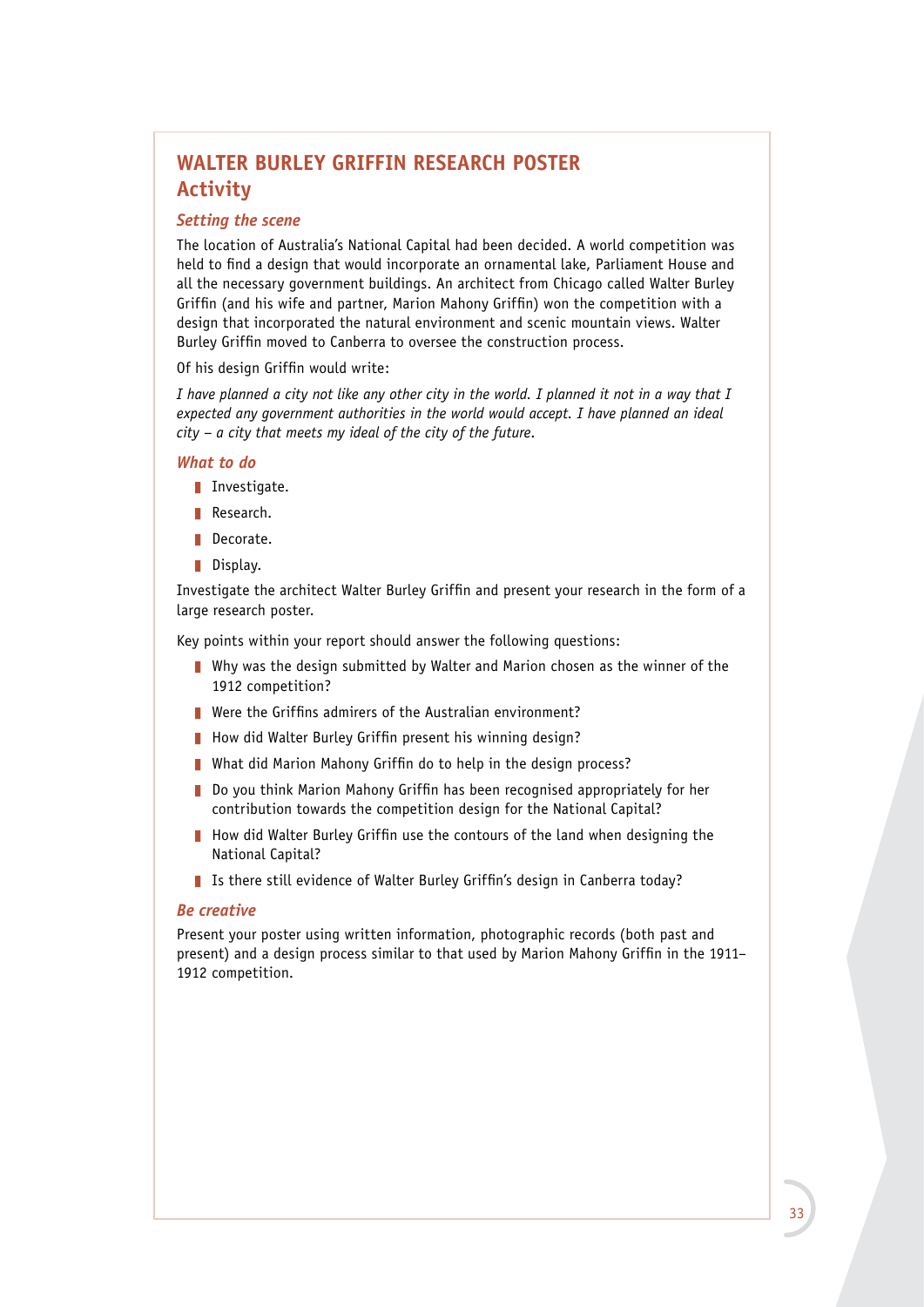# WALTER BURLEY GRIFFIN RESEARCH POSTER
## Activity

### *Setting the scene*

The location of Australia's National Capital had been decided. A world competition was held to find a design that would incorporate an ornamental lake, Parliament House and all the necessary government buildings. An architect from Chicago called Walter Burley Griffin (and his wife and partner, Marion Mahony Griffin) won the competition with a design that incorporated the natural environment and scenic mountain views. Walter Burley Griffin moved to Canberra to oversee the construction process.

Of his design Griffin would write:

*I have planned a city not like any other city in the world. I planned it not in a way that I expected any government authorities in the world would accept. I have planned an ideal city – a city that meets my ideal of the city of the future.*

### *What to do*

- Investigate.
- Research.
- Decorate.
- Display.

Investigate the architect Walter Burley Griffin and present your research in the form of a large research poster.

Key points within your report should answer the following questions:

- Why was the design submitted by Walter and Marion chosen as the winner of the 1912 competition?
- Were the Griffins admirers of the Australian environment?
- How did Walter Burley Griffin present his winning design?
- What did Marion Mahony Griffin do to help in the design process?
- Do you think Marion Mahony Griffin has been recognised appropriately for her contribution towards the competition design for the National Capital?
- How did Walter Burley Griffin use the contours of the land when designing the National Capital?
- Is there still evidence of Walter Burley Griffin's design in Canberra today?

### *Be creative*

Present your poster using written information, photographic records (both past and present) and a design process similar to that used by Marion Mahony Griffin in the 1911–1912 competition.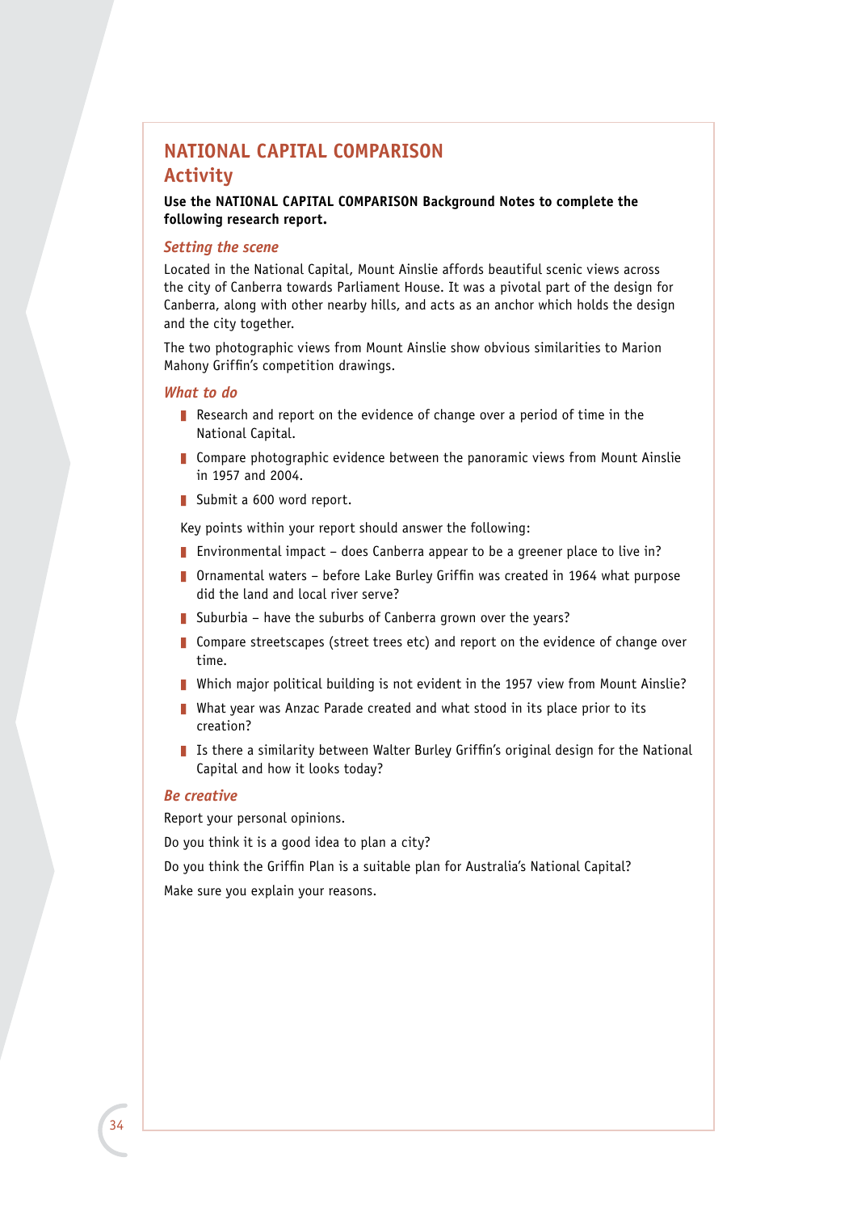# NATIONAL CAPITAL COMPARISON

## Activity

**Use the NATIONAL CAPITAL COMPARISON Background Notes to complete the following research report.**

### *Setting the scene*

Located in the National Capital, Mount Ainslie affords beautiful scenic views across the city of Canberra towards Parliament House. It was a pivotal part of the design for Canberra, along with other nearby hills, and acts as an anchor which holds the design and the city together.

The two photographic views from Mount Ainslie show obvious similarities to Marion Mahony Griffin's competition drawings.

### *What to do*

- Research and report on the evidence of change over a period of time in the National Capital.
- Compare photographic evidence between the panoramic views from Mount Ainslie in 1957 and 2004.
- Submit a 600 word report.

Key points within your report should answer the following:

- Environmental impact – does Canberra appear to be a greener place to live in?
- Ornamental waters – before Lake Burley Griffin was created in 1964 what purpose did the land and local river serve?
- Suburbia – have the suburbs of Canberra grown over the years?
- Compare streetscapes (street trees etc) and report on the evidence of change over time.
- Which major political building is not evident in the 1957 view from Mount Ainslie?
- What year was Anzac Parade created and what stood in its place prior to its creation?
- Is there a similarity between Walter Burley Griffin's original design for the National Capital and how it looks today?

### *Be creative*

Report your personal opinions.

Do you think it is a good idea to plan a city?

Do you think the Griffin Plan is a suitable plan for Australia's National Capital?

Make sure you explain your reasons.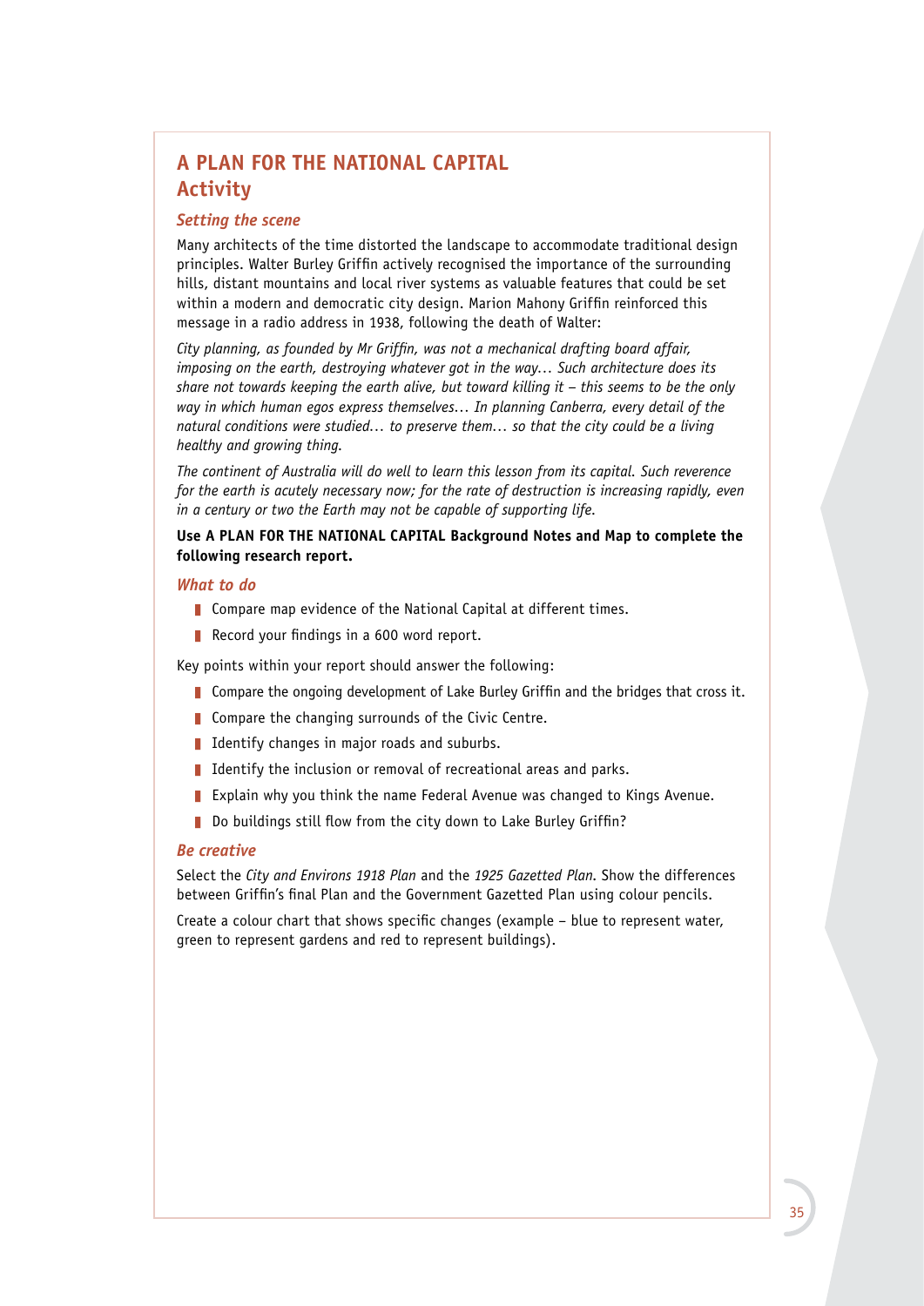# A PLAN FOR THE NATIONAL CAPITAL
## Activity

### *Setting the scene*

Many architects of the time distorted the landscape to accommodate traditional design principles. Walter Burley Griffin actively recognised the importance of the surrounding hills, distant mountains and local river systems as valuable features that could be set within a modern and democratic city design. Marion Mahony Griffin reinforced this message in a radio address in 1938, following the death of Walter:

*City planning, as founded by Mr Griffin, was not a mechanical drafting board affair, imposing on the earth, destroying whatever got in the way… Such architecture does its share not towards keeping the earth alive, but toward killing it – this seems to be the only way in which human egos express themselves… In planning Canberra, every detail of the natural conditions were studied… to preserve them… so that the city could be a living healthy and growing thing.*

*The continent of Australia will do well to learn this lesson from its capital. Such reverence for the earth is acutely necessary now; for the rate of destruction is increasing rapidly, even in a century or two the Earth may not be capable of supporting life.*

**Use A PLAN FOR THE NATIONAL CAPITAL Background Notes and Map to complete the following research report.**

### *What to do*

- Compare map evidence of the National Capital at different times.
- Record your findings in a 600 word report.

Key points within your report should answer the following:

- Compare the ongoing development of Lake Burley Griffin and the bridges that cross it.
- Compare the changing surrounds of the Civic Centre.
- Identify changes in major roads and suburbs.
- Identify the inclusion or removal of recreational areas and parks.
- Explain why you think the name Federal Avenue was changed to Kings Avenue.
- Do buildings still flow from the city down to Lake Burley Griffin?

### *Be creative*

Select the *City and Environs 1918 Plan* and the *1925 Gazetted Plan*. Show the differences between Griffin's final Plan and the Government Gazetted Plan using colour pencils.

Create a colour chart that shows specific changes (example – blue to represent water, green to represent gardens and red to represent buildings).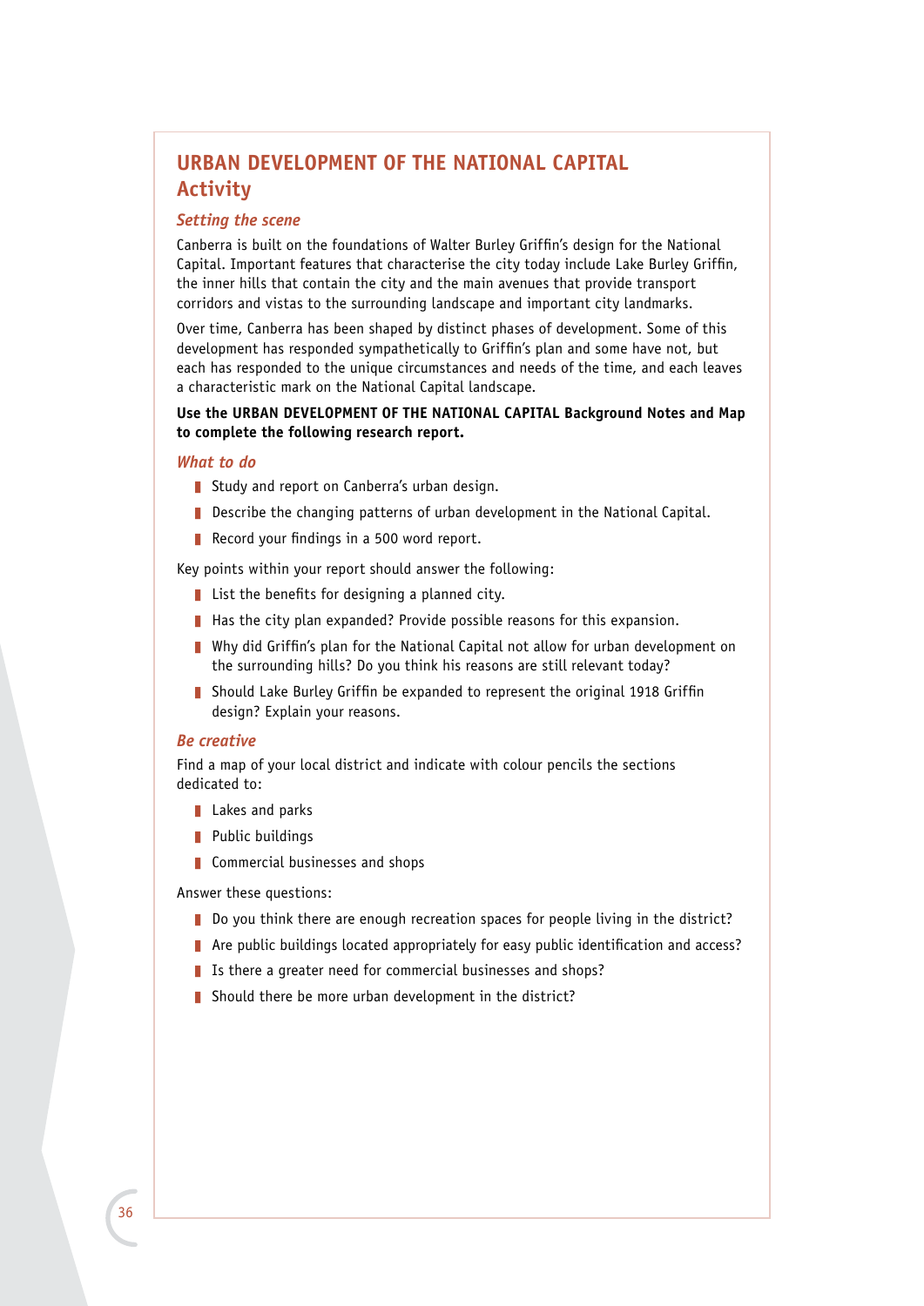# URBAN DEVELOPMENT OF THE NATIONAL CAPITAL
## Activity

### *Setting the scene*

Canberra is built on the foundations of Walter Burley Griffin's design for the National Capital. Important features that characterise the city today include Lake Burley Griffin, the inner hills that contain the city and the main avenues that provide transport corridors and vistas to the surrounding landscape and important city landmarks.

Over time, Canberra has been shaped by distinct phases of development. Some of this development has responded sympathetically to Griffin's plan and some have not, but each has responded to the unique circumstances and needs of the time, and each leaves a characteristic mark on the National Capital landscape.

**Use the URBAN DEVELOPMENT OF THE NATIONAL CAPITAL Background Notes and Map to complete the following research report.**

### *What to do*

- Study and report on Canberra's urban design.
- Describe the changing patterns of urban development in the National Capital.
- Record your findings in a 500 word report.

Key points within your report should answer the following:

- List the benefits for designing a planned city.
- Has the city plan expanded? Provide possible reasons for this expansion.
- Why did Griffin's plan for the National Capital not allow for urban development on the surrounding hills? Do you think his reasons are still relevant today?
- Should Lake Burley Griffin be expanded to represent the original 1918 Griffin design? Explain your reasons.

### *Be creative*

Find a map of your local district and indicate with colour pencils the sections dedicated to:

- Lakes and parks
- Public buildings
- Commercial businesses and shops

Answer these questions:

- Do you think there are enough recreation spaces for people living in the district?
- Are public buildings located appropriately for easy public identification and access?
- Is there a greater need for commercial businesses and shops?
- Should there be more urban development in the district?